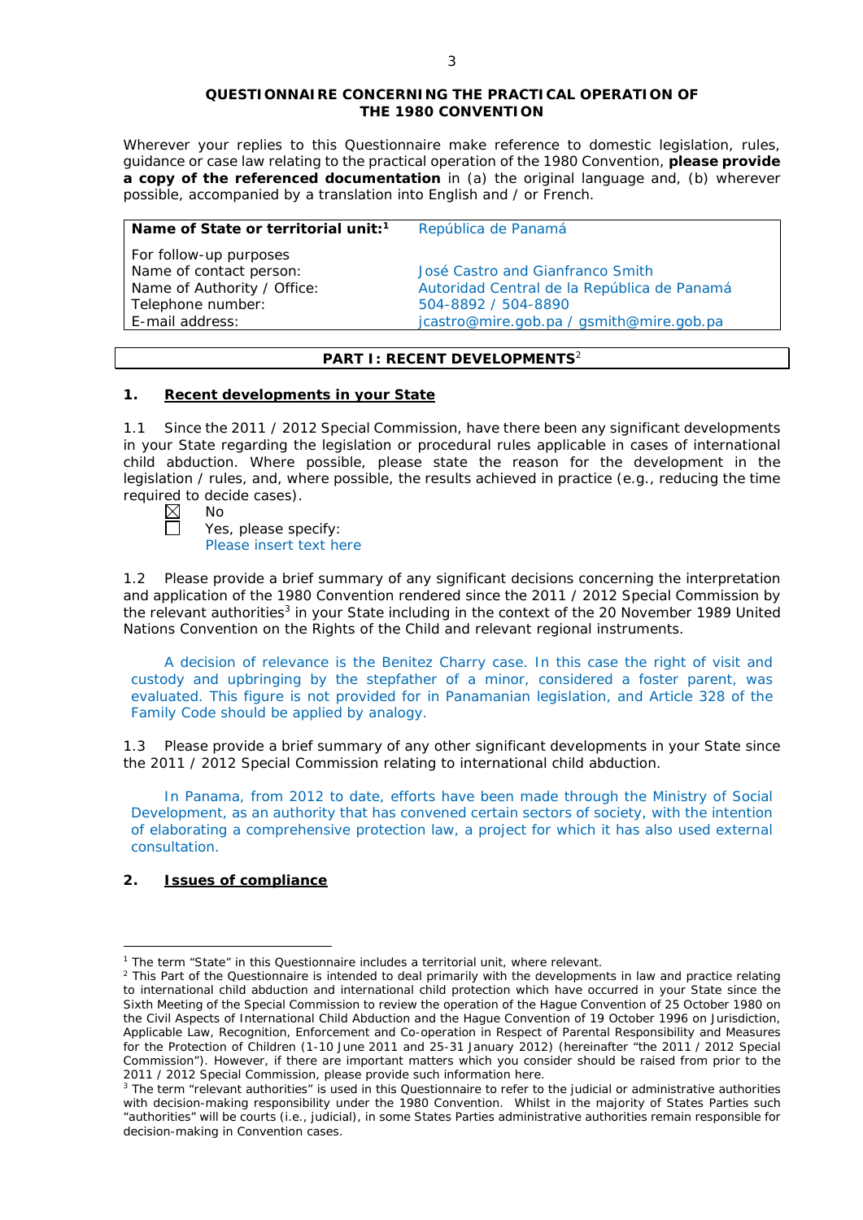# QUESTIONNAIRE CONCERNING THE PRACTICAL OPERATION OF THE 1980 CONVENTION

Wherever your replies to this Questionnaire make reference to domestic legislation, rules, guidance or case law relating to the practical operation of the 1980 Convention, **please provide a copy of the referenced documentation** in (a) the original language and, (b) wherever possible, accompanied by a translation into English and / or French.

| **Name of State or territorial unit:**[1] | República de Panamá |
|---|---|
| For follow-up purposes | |
| Name of contact person: | José Castro and Gianfranco Smith |
| Name of Authority / Office: | Autoridad Central de la República de Panamá |
| Telephone number: | 504-8892 / 504-8890 |
| E-mail address: | jcastro@mire.gob.pa / gsmith@mire.gob.pa |

## PART I: RECENT DEVELOPMENTS[2]

### 1. Recent developments in your State

1.1 Since the 2011 / 2012 Special Commission, have there been any significant developments in your State regarding the legislation or procedural rules applicable in cases of international child abduction. Where possible, please state the reason for the development in the legislation / rules, and, where possible, the results achieved in practice (e.g., reducing the time required to decide cases).

☒ No
☐ Yes, please specify:
Please insert text here

1.2 Please provide a brief summary of any significant decisions concerning the interpretation and application of the 1980 Convention rendered since the 2011 / 2012 Special Commission by the relevant authorities[3] in your State including in the context of the 20 November 1989 United Nations Convention on the Rights of the Child and relevant regional instruments.

A decision of relevance is the Benitez Charry case. In this case the right of visit and custody and upbringing by the stepfather of a minor, considered a foster parent, was evaluated. This figure is not provided for in Panamanian legislation, and Article 328 of the Family Code should be applied by analogy.

1.3 Please provide a brief summary of any other significant developments in your State since the 2011 / 2012 Special Commission relating to international child abduction.

In Panama, from 2012 to date, efforts have been made through the Ministry of Social Development, as an authority that has convened certain sectors of society, with the intention of elaborating a comprehensive protection law, a project for which it has also used external consultation.

### 2. Issues of compliance

---

[1] The term "State" in this Questionnaire includes a territorial unit, where relevant.

[2] This Part of the Questionnaire is intended to deal primarily with the developments in law and practice relating to international child abduction and international child protection which have occurred in your State since the Sixth Meeting of the Special Commission to review the operation of the Hague Convention of 25 October 1980 on the Civil Aspects of International Child Abduction and the Hague Convention of 19 October 1996 on Jurisdiction, Applicable Law, Recognition, Enforcement and Co-operation in Respect of Parental Responsibility and Measures for the Protection of Children (1-10 June 2011 and 25-31 January 2012) (hereinafter "the 2011 / 2012 Special Commission"). However, if there are important matters which you consider should be raised from prior to the 2011 / 2012 Special Commission, please provide such information here.

[3] The term "relevant authorities" is used in this Questionnaire to refer to the judicial or administrative authorities with decision-making responsibility under the 1980 Convention. Whilst in the majority of States Parties such "authorities" will be courts (i.e., judicial), in some States Parties administrative authorities remain responsible for decision-making in Convention cases.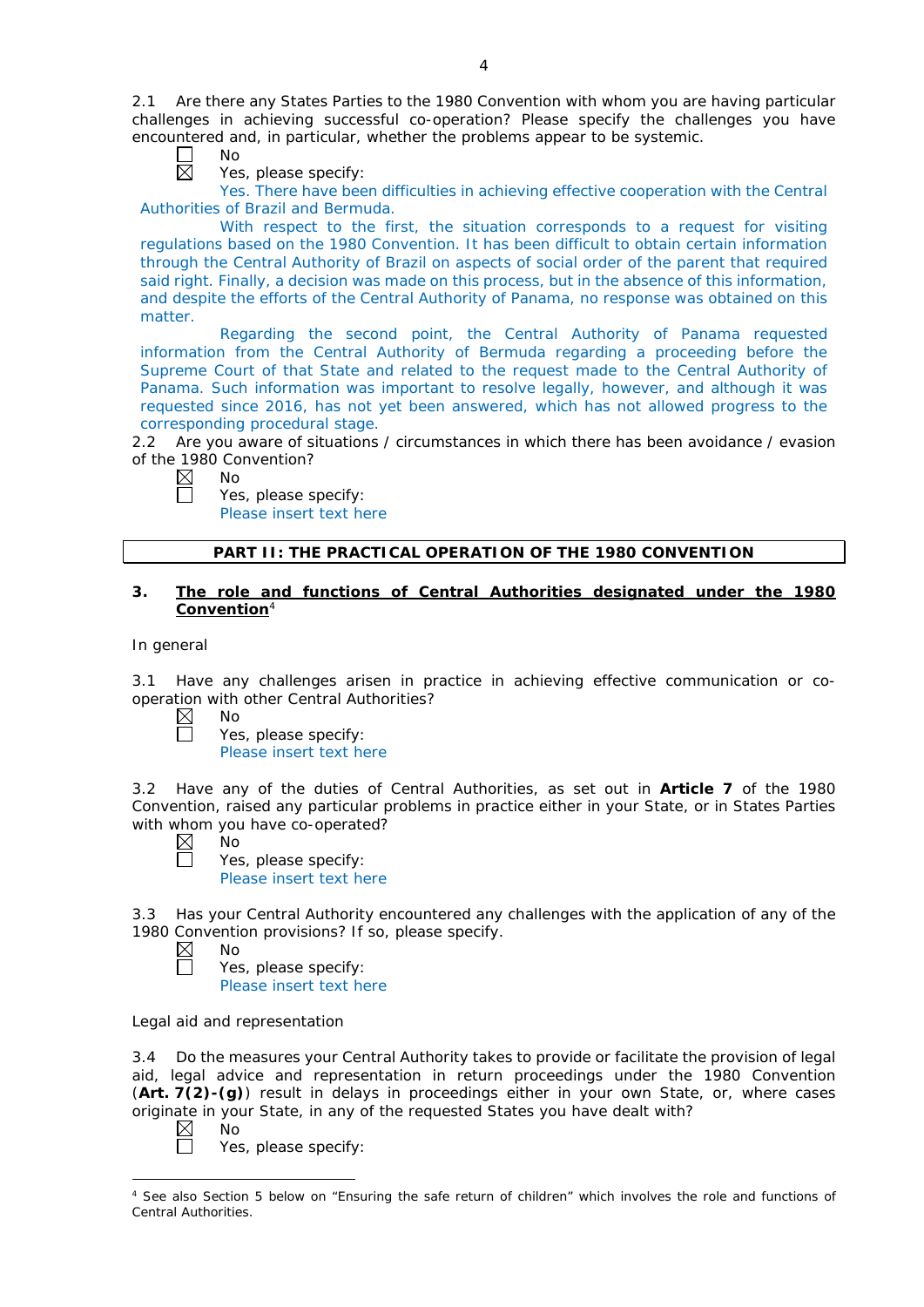2.1 Are there any States Parties to the 1980 Convention with whom you are having particular challenges in achieving successful co-operation? Please specify the challenges you have encountered and, in particular, whether the problems appear to be systemic.

☐ No
☒ Yes, please specify:

Yes. There have been difficulties in achieving effective cooperation with the Central Authorities of Brazil and Bermuda.

With respect to the first, the situation corresponds to a request for visiting regulations based on the 1980 Convention. It has been difficult to obtain certain information through the Central Authority of Brazil on aspects of social order of the parent that required said right. Finally, a decision was made on this process, but in the absence of this information, and despite the efforts of the Central Authority of Panama, no response was obtained on this matter.

Regarding the second point, the Central Authority of Panama requested information from the Central Authority of Bermuda regarding a proceeding before the Supreme Court of that State and related to the request made to the Central Authority of Panama. Such information was important to resolve legally, however, and although it was requested since 2016, has not yet been answered, which has not allowed progress to the corresponding procedural stage.

2.2 Are you aware of situations / circumstances in which there has been avoidance / evasion of the 1980 Convention?

☒ No
☐ Yes, please specify:
Please insert text here

## PART II: THE PRACTICAL OPERATION OF THE 1980 CONVENTION

### 3. The role and functions of Central Authorities designated under the 1980 Convention[4]

In general

3.1 Have any challenges arisen in practice in achieving effective communication or co-operation with other Central Authorities?

☒ No
☐ Yes, please specify:
Please insert text here

3.2 Have any of the duties of Central Authorities, as set out in **Article 7** of the 1980 Convention, raised any particular problems in practice either in your State, or in States Parties with whom you have co-operated?

☒ No
☐ Yes, please specify:
Please insert text here

3.3 Has your Central Authority encountered any challenges with the application of any of the 1980 Convention provisions? If so, please specify.

☒ No
☐ Yes, please specify:
Please insert text here

Legal aid and representation

3.4 Do the measures your Central Authority takes to provide or facilitate the provision of legal aid, legal advice and representation in return proceedings under the 1980 Convention (**Art. 7(2)-(g)**) result in delays in proceedings either in your own State, or, where cases originate in your State, in any of the requested States you have dealt with?

☒ No
☐ Yes, please specify:

[4] See also Section 5 below on "Ensuring the safe return of children" which involves the role and functions of Central Authorities.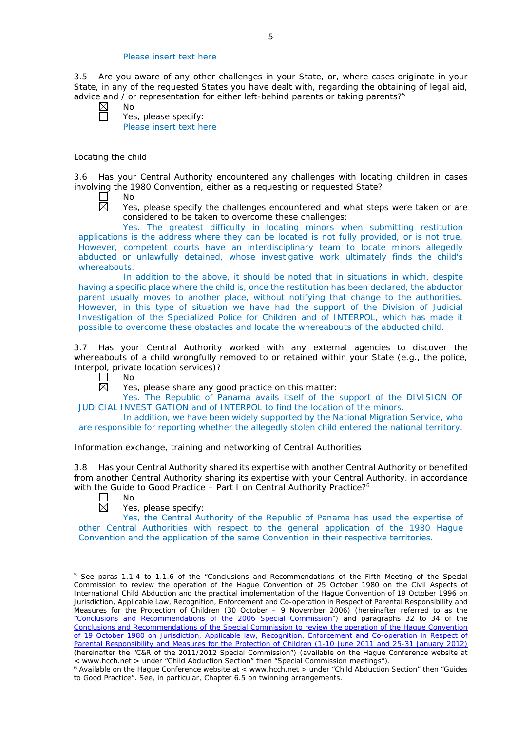Please insert text here

3.5 Are you aware of any other challenges in your State, or, where cases originate in your State, in any of the requested States you have dealt with, regarding the obtaining of legal aid, advice and / or representation for either left-behind parents or taking parents?[5]

☒ No
☐ Yes, please specify:
Please insert text here

Locating the child

3.6 Has your Central Authority encountered any challenges with locating children in cases involving the 1980 Convention, either as a requesting or requested State?

☐ No
☒ Yes, please specify the challenges encountered and what steps were taken or are considered to be taken to overcome these challenges:

Yes. The greatest difficulty in locating minors when submitting restitution applications is the address where they can be located is not fully provided, or is not true. However, competent courts have an interdisciplinary team to locate minors allegedly abducted or unlawfully detained, whose investigative work ultimately finds the child's whereabouts.

In addition to the above, it should be noted that in situations in which, despite having a specific place where the child is, once the restitution has been declared, the abductor parent usually moves to another place, without notifying that change to the authorities. However, in this type of situation we have had the support of the Division of Judicial Investigation of the Specialized Police for Children and of INTERPOL, which has made it possible to overcome these obstacles and locate the whereabouts of the abducted child.

3.7 Has your Central Authority worked with any external agencies to discover the whereabouts of a child wrongfully removed to or retained within your State (e.g., the police, Interpol, private location services)?

☐ No
☒ Yes, please share any good practice on this matter:

Yes. The Republic of Panama avails itself of the support of the DIVISION OF JUDICIAL INVESTIGATION and of INTERPOL to find the location of the minors.

In addition, we have been widely supported by the National Migration Service, who are responsible for reporting whether the allegedly stolen child entered the national territory.

Information exchange, training and networking of Central Authorities

3.8 Has your Central Authority shared its expertise with another Central Authority or benefited from another Central Authority sharing its expertise with your Central Authority, in accordance with the Guide to Good Practice – Part I on Central Authority Practice?[6]

☐ No
☒ Yes, please specify:

Yes, the Central Authority of the Republic of Panama has used the expertise of other Central Authorities with respect to the general application of the 1980 Hague Convention and the application of the same Convention in their respective territories.

---

[5] See paras 1.1.4 to 1.1.6 of the "Conclusions and Recommendations of the Fifth Meeting of the Special Commission to review the operation of the Hague Convention of 25 October 1980 on the Civil Aspects of International Child Abduction and the practical implementation of the Hague Convention of 19 October 1996 on Jurisdiction, Applicable Law, Recognition, Enforcement and Co-operation in Respect of Parental Responsibility and Measures for the Protection of Children (30 October – 9 November 2006) (hereinafter referred to as the "Conclusions and Recommendations of the 2006 Special Commission") and paragraphs 32 to 34 of the Conclusions and Recommendations of the Special Commission to review the operation of the Hague Convention of 19 October 1980 on Jurisdiction, Applicable law, Recognition, Enforcement and Co-operation in Respect of Parental Responsibility and Measures for the Protection of Children (1-10 June 2011 and 25-31 January 2012) (hereinafter the "C&R of the 2011/2012 Special Commission") (available on the Hague Conference website at < www.hcch.net > under "Child Abduction Section" then "Special Commission meetings").

[6] Available on the Hague Conference website at < www.hcch.net > under "Child Abduction Section" then "Guides to Good Practice". See, in particular, Chapter 6.5 on twinning arrangements.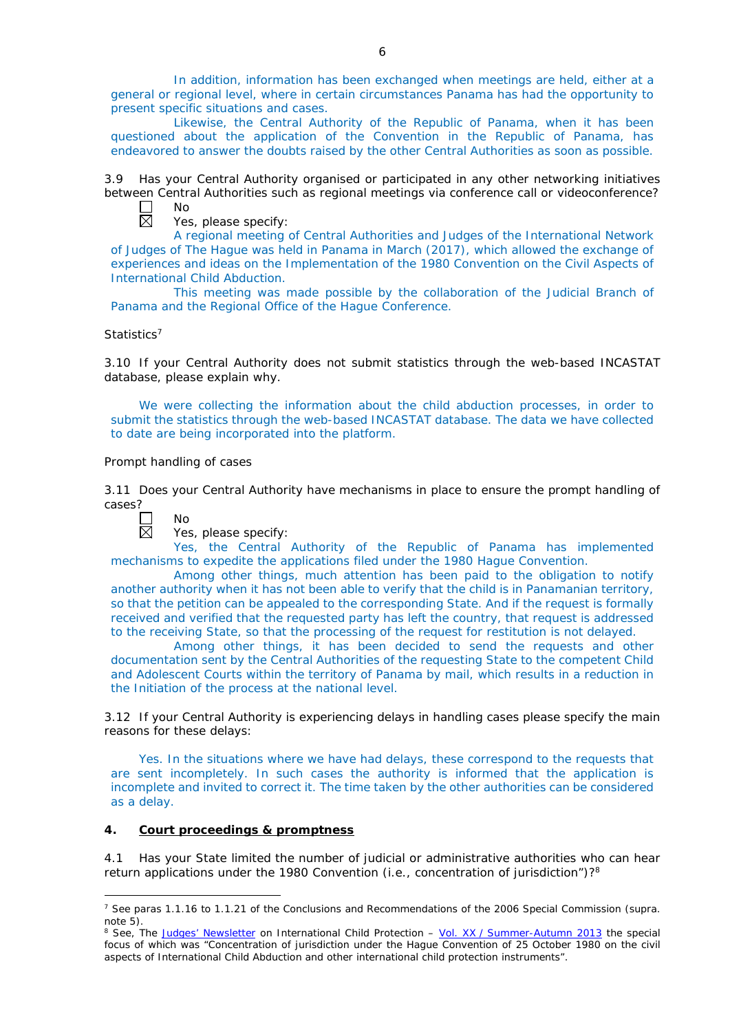In addition, information has been exchanged when meetings are held, either at a general or regional level, where in certain circumstances Panama has had the opportunity to present specific situations and cases.

Likewise, the Central Authority of the Republic of Panama, when it has been questioned about the application of the Convention in the Republic of Panama, has endeavored to answer the doubts raised by the other Central Authorities as soon as possible.

3.9 Has your Central Authority organised or participated in any other networking initiatives between Central Authorities such as regional meetings via conference call or videoconference?

☐ No

☒ Yes, please specify:

A regional meeting of Central Authorities and Judges of the International Network of Judges of The Hague was held in Panama in March (2017), which allowed the exchange of experiences and ideas on the Implementation of the 1980 Convention on the Civil Aspects of International Child Abduction.

This meeting was made possible by the collaboration of the Judicial Branch of Panama and the Regional Office of the Hague Conference.

Statistics[7]

3.10 If your Central Authority does not submit statistics through the web-based INCASTAT database, please explain why.

We were collecting the information about the child abduction processes, in order to submit the statistics through the web-based INCASTAT database. The data we have collected to date are being incorporated into the platform.

Prompt handling of cases

3.11 Does your Central Authority have mechanisms in place to ensure the prompt handling of cases?

☐ No

☒ Yes, please specify:

Yes, the Central Authority of the Republic of Panama has implemented mechanisms to expedite the applications filed under the 1980 Hague Convention.

Among other things, much attention has been paid to the obligation to notify another authority when it has not been able to verify that the child is in Panamanian territory, so that the petition can be appealed to the corresponding State. And if the request is formally received and verified that the requested party has left the country, that request is addressed to the receiving State, so that the processing of the request for restitution is not delayed.

Among other things, it has been decided to send the requests and other documentation sent by the Central Authorities of the requesting State to the competent Child and Adolescent Courts within the territory of Panama by mail, which results in a reduction in the Initiation of the process at the national level.

3.12 If your Central Authority is experiencing delays in handling cases please specify the main reasons for these delays:

Yes. In the situations where we have had delays, these correspond to the requests that are sent incompletely. In such cases the authority is informed that the application is incomplete and invited to correct it. The time taken by the other authorities can be considered as a delay.

## 4. <u>Court proceedings & promptness</u>

4.1 Has your State limited the number of judicial or administrative authorities who can hear return applications under the 1980 Convention (i.e., concentration of jurisdiction")?[8]

---

[7] See paras 1.1.16 to 1.1.21 of the Conclusions and Recommendations of the 2006 Special Commission (supra. note 5).

[8] See, The Judges' Newsletter on International Child Protection – Vol. XX / Summer-Autumn 2013 the special focus of which was "Concentration of jurisdiction under the Hague Convention of 25 October 1980 on the civil aspects of International Child Abduction and other international child protection instruments".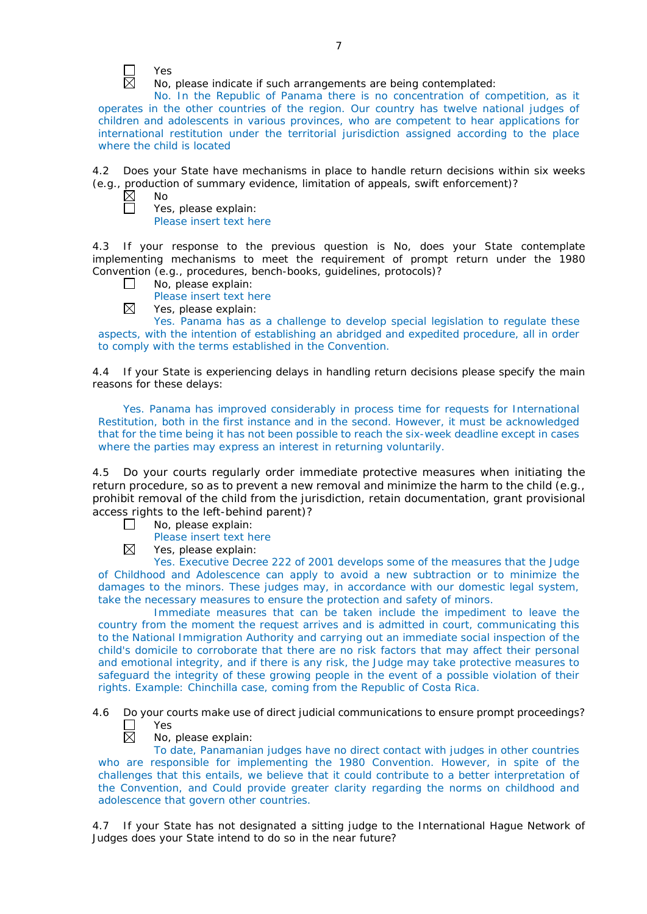☐ Yes
☒ No, please indicate if such arrangements are being contemplated:
No. In the Republic of Panama there is no concentration of competition, as it operates in the other countries of the region. Our country has twelve national judges of children and adolescents in various provinces, who are competent to hear applications for international restitution under the territorial jurisdiction assigned according to the place where the child is located

4.2 Does your State have mechanisms in place to handle return decisions within six weeks (e.g., production of summary evidence, limitation of appeals, swift enforcement)?

☒ No
☐ Yes, please explain:
Please insert text here

4.3 If your response to the previous question is No, does your State contemplate implementing mechanisms to meet the requirement of prompt return under the 1980 Convention (e.g., procedures, bench-books, guidelines, protocols)?

☐ No, please explain:
Please insert text here
☒ Yes, please explain:
Yes. Panama has as a challenge to develop special legislation to regulate these aspects, with the intention of establishing an abridged and expedited procedure, all in order to comply with the terms established in the Convention.

4.4 If your State is experiencing delays in handling return decisions please specify the main reasons for these delays:

Yes. Panama has improved considerably in process time for requests for International Restitution, both in the first instance and in the second. However, it must be acknowledged that for the time being it has not been possible to reach the six-week deadline except in cases where the parties may express an interest in returning voluntarily.

4.5 Do your courts regularly order immediate protective measures when initiating the return procedure, so as to prevent a new removal and minimize the harm to the child (e.g., prohibit removal of the child from the jurisdiction, retain documentation, grant provisional access rights to the left-behind parent)?

☐ No, please explain:
Please insert text here
☒ Yes, please explain:
Yes. Executive Decree 222 of 2001 develops some of the measures that the Judge of Childhood and Adolescence can apply to avoid a new subtraction or to minimize the damages to the minors. These judges may, in accordance with our domestic legal system, take the necessary measures to ensure the protection and safety of minors.

Immediate measures that can be taken include the impediment to leave the country from the moment the request arrives and is admitted in court, communicating this to the National Immigration Authority and carrying out an immediate social inspection of the child's domicile to corroborate that there are no risk factors that may affect their personal and emotional integrity, and if there is any risk, the Judge may take protective measures to safeguard the integrity of these growing people in the event of a possible violation of their rights. Example: Chinchilla case, coming from the Republic of Costa Rica.

4.6 Do your courts make use of direct judicial communications to ensure prompt proceedings?

☐ Yes
☒ No, please explain:
To date, Panamanian judges have no direct contact with judges in other countries who are responsible for implementing the 1980 Convention. However, in spite of the challenges that this entails, we believe that it could contribute to a better interpretation of the Convention, and Could provide greater clarity regarding the norms on childhood and adolescence that govern other countries.

4.7 If your State has not designated a sitting judge to the International Hague Network of Judges does your State intend to do so in the near future?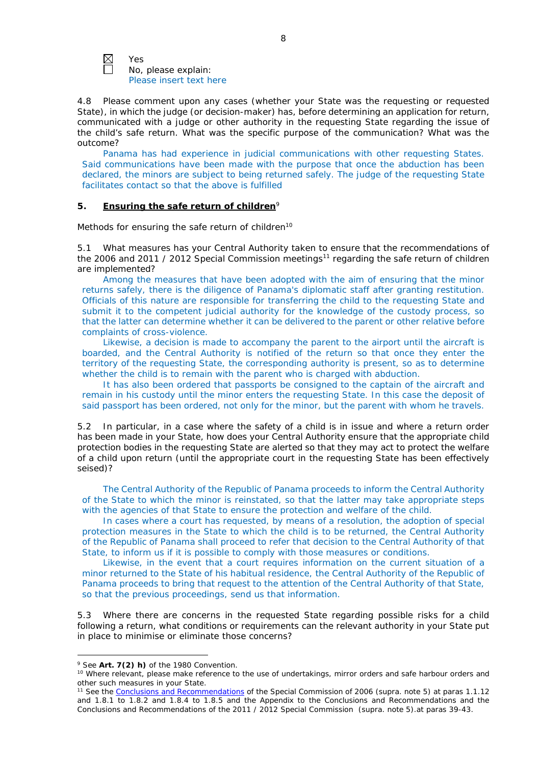☒ Yes
☐ No, please explain:
Please insert text here

4.8 Please comment upon any cases (whether your State was the requesting or requested State), in which the judge (or decision-maker) has, before determining an application for return, communicated with a judge or other authority in the requesting State regarding the issue of the child's safe return. What was the specific purpose of the communication? What was the outcome?

Panama has had experience in judicial communications with other requesting States. Said communications have been made with the purpose that once the abduction has been declared, the minors are subject to being returned safely. The judge of the requesting State facilitates contact so that the above is fulfilled

## 5. **Ensuring the safe return of children**[9]

Methods for ensuring the safe return of children[10]

5.1 What measures has your Central Authority taken to ensure that the recommendations of the 2006 and 2011 / 2012 Special Commission meetings[11] regarding the safe return of children are implemented?

Among the measures that have been adopted with the aim of ensuring that the minor returns safely, there is the diligence of Panama's diplomatic staff after granting restitution. Officials of this nature are responsible for transferring the child to the requesting State and submit it to the competent judicial authority for the knowledge of the custody process, so that the latter can determine whether it can be delivered to the parent or other relative before complaints of cross-violence.

Likewise, a decision is made to accompany the parent to the airport until the aircraft is boarded, and the Central Authority is notified of the return so that once they enter the territory of the requesting State, the corresponding authority is present, so as to determine whether the child is to remain with the parent who is charged with abduction.

It has also been ordered that passports be consigned to the captain of the aircraft and remain in his custody until the minor enters the requesting State. In this case the deposit of said passport has been ordered, not only for the minor, but the parent with whom he travels.

5.2 In particular, in a case where the safety of a child is in issue and where a return order has been made in your State, how does your Central Authority ensure that the appropriate child protection bodies in the requesting State are alerted so that they may act to protect the welfare of a child upon return (until the appropriate court in the requesting State has been effectively seised)?

The Central Authority of the Republic of Panama proceeds to inform the Central Authority of the State to which the minor is reinstated, so that the latter may take appropriate steps with the agencies of that State to ensure the protection and welfare of the child.

In cases where a court has requested, by means of a resolution, the adoption of special protection measures in the State to which the child is to be returned, the Central Authority of the Republic of Panama shall proceed to refer that decision to the Central Authority of that State, to inform us if it is possible to comply with those measures or conditions.

Likewise, in the event that a court requires information on the current situation of a minor returned to the State of his habitual residence, the Central Authority of the Republic of Panama proceeds to bring that request to the attention of the Central Authority of that State, so that the previous proceedings, send us that information.

5.3 Where there are concerns in the requested State regarding possible risks for a child following a return, what conditions or requirements can the relevant authority in your State put in place to minimise or eliminate those concerns?

---

[9] See **Art. 7(2) h)** of the 1980 Convention.

[10] Where relevant, please make reference to the use of undertakings, mirror orders and safe harbour orders and other such measures in your State.

[11] See the Conclusions and Recommendations of the Special Commission of 2006 (supra. note 5) at paras 1.1.12 and 1.8.1 to 1.8.2 and 1.8.4 to 1.8.5 and the Appendix to the Conclusions and Recommendations and the Conclusions and Recommendations of the 2011 / 2012 Special Commission (supra. note 5).at paras 39-43.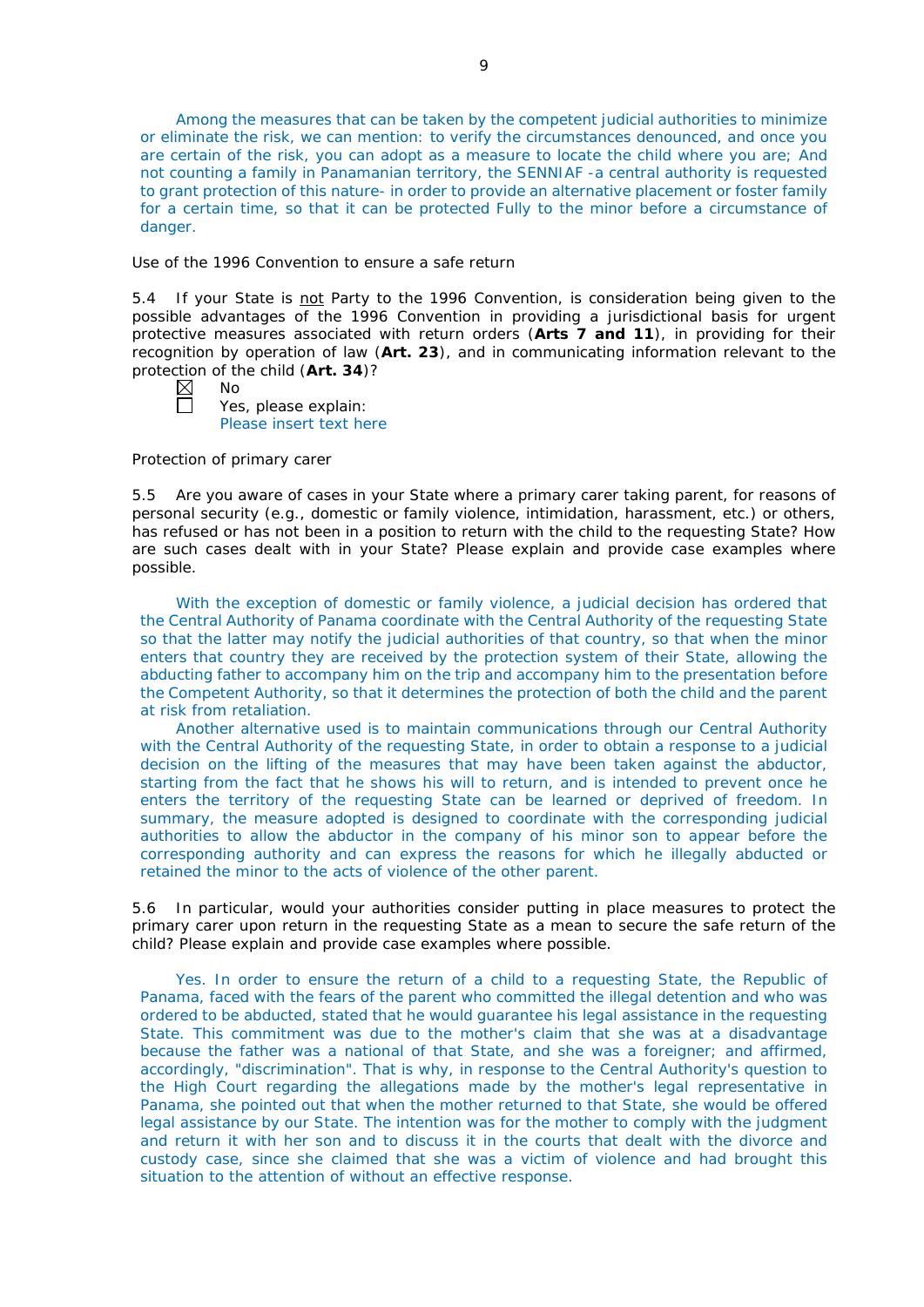Among the measures that can be taken by the competent judicial authorities to minimize or eliminate the risk, we can mention: to verify the circumstances denounced, and once you are certain of the risk, you can adopt as a measure to locate the child where you are; And not counting a family in Panamanian territory, the SENNIAF -a central authority is requested to grant protection of this nature- in order to provide an alternative placement or foster family for a certain time, so that it can be protected Fully to the minor before a circumstance of danger.

Use of the 1996 Convention to ensure a safe return

5.4 If your State is not Party to the 1996 Convention, is consideration being given to the possible advantages of the 1996 Convention in providing a jurisdictional basis for urgent protective measures associated with return orders (**Arts 7 and 11**), in providing for their recognition by operation of law (**Art. 23**), and in communicating information relevant to the protection of the child (**Art. 34**)?

☒ No
☐ Yes, please explain:
Please insert text here

Protection of primary carer

5.5 Are you aware of cases in your State where a primary carer taking parent, for reasons of personal security (e.g., domestic or family violence, intimidation, harassment, etc.) or others, has refused or has not been in a position to return with the child to the requesting State? How are such cases dealt with in your State? Please explain and provide case examples where possible.

With the exception of domestic or family violence, a judicial decision has ordered that the Central Authority of Panama coordinate with the Central Authority of the requesting State so that the latter may notify the judicial authorities of that country, so that when the minor enters that country they are received by the protection system of their State, allowing the abducting father to accompany him on the trip and accompany him to the presentation before the Competent Authority, so that it determines the protection of both the child and the parent at risk from retaliation.

Another alternative used is to maintain communications through our Central Authority with the Central Authority of the requesting State, in order to obtain a response to a judicial decision on the lifting of the measures that may have been taken against the abductor, starting from the fact that he shows his will to return, and is intended to prevent once he enters the territory of the requesting State can be learned or deprived of freedom. In summary, the measure adopted is designed to coordinate with the corresponding judicial authorities to allow the abductor in the company of his minor son to appear before the corresponding authority and can express the reasons for which he illegally abducted or retained the minor to the acts of violence of the other parent.

5.6 In particular, would your authorities consider putting in place measures to protect the primary carer upon return in the requesting State as a mean to secure the safe return of the child? Please explain and provide case examples where possible.

Yes. In order to ensure the return of a child to a requesting State, the Republic of Panama, faced with the fears of the parent who committed the illegal detention and who was ordered to be abducted, stated that he would guarantee his legal assistance in the requesting State. This commitment was due to the mother's claim that she was at a disadvantage because the father was a national of that State, and she was a foreigner; and affirmed, accordingly, "discrimination". That is why, in response to the Central Authority's question to the High Court regarding the allegations made by the mother's legal representative in Panama, she pointed out that when the mother returned to that State, she would be offered legal assistance by our State. The intention was for the mother to comply with the judgment and return it with her son and to discuss it in the courts that dealt with the divorce and custody case, since she claimed that she was a victim of violence and had brought this situation to the attention of without an effective response.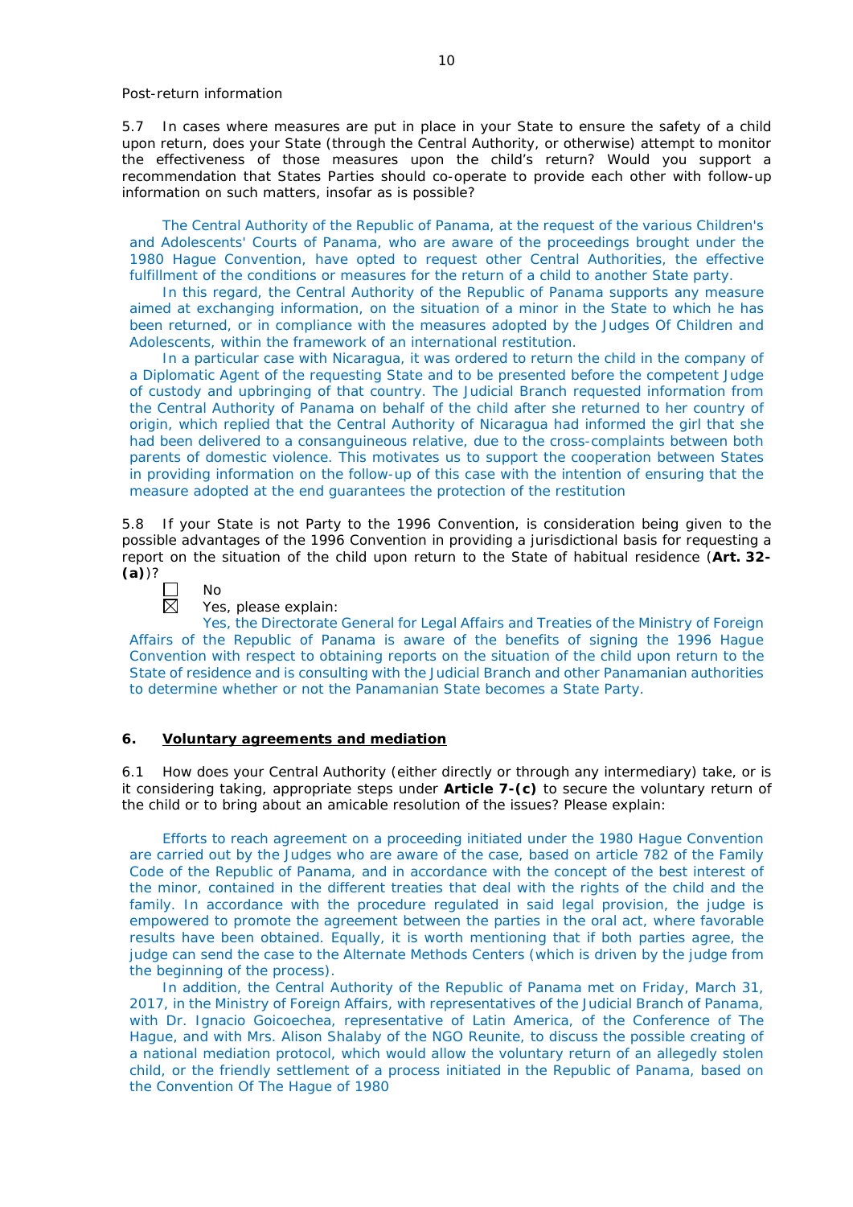Post-return information

5.7 In cases where measures are put in place in your State to ensure the safety of a child upon return, does your State (through the Central Authority, or otherwise) attempt to monitor the effectiveness of those measures upon the child's return? Would you support a recommendation that States Parties should co-operate to provide each other with follow-up information on such matters, insofar as is possible?

The Central Authority of the Republic of Panama, at the request of the various Children's and Adolescents' Courts of Panama, who are aware of the proceedings brought under the 1980 Hague Convention, have opted to request other Central Authorities, the effective fulfillment of the conditions or measures for the return of a child to another State party.

In this regard, the Central Authority of the Republic of Panama supports any measure aimed at exchanging information, on the situation of a minor in the State to which he has been returned, or in compliance with the measures adopted by the Judges Of Children and Adolescents, within the framework of an international restitution.

In a particular case with Nicaragua, it was ordered to return the child in the company of a Diplomatic Agent of the requesting State and to be presented before the competent Judge of custody and upbringing of that country. The Judicial Branch requested information from the Central Authority of Panama on behalf of the child after she returned to her country of origin, which replied that the Central Authority of Nicaragua had informed the girl that she had been delivered to a consanguineous relative, due to the cross-complaints between both parents of domestic violence. This motivates us to support the cooperation between States in providing information on the follow-up of this case with the intention of ensuring that the measure adopted at the end guarantees the protection of the restitution

5.8 If your State is not Party to the 1996 Convention, is consideration being given to the possible advantages of the 1996 Convention in providing a jurisdictional basis for requesting a report on the situation of the child upon return to the State of habitual residence (**Art. 32-(a)**)?

☐ No
☒ Yes, please explain:

Yes, the Directorate General for Legal Affairs and Treaties of the Ministry of Foreign Affairs of the Republic of Panama is aware of the benefits of signing the 1996 Hague Convention with respect to obtaining reports on the situation of the child upon return to the State of residence and is consulting with the Judicial Branch and other Panamanian authorities to determine whether or not the Panamanian State becomes a State Party.

## 6. Voluntary agreements and mediation

6.1 How does your Central Authority (either directly or through any intermediary) take, or is it considering taking, appropriate steps under **Article 7-(c)** to secure the voluntary return of the child or to bring about an amicable resolution of the issues? Please explain:

Efforts to reach agreement on a proceeding initiated under the 1980 Hague Convention are carried out by the Judges who are aware of the case, based on article 782 of the Family Code of the Republic of Panama, and in accordance with the concept of the best interest of the minor, contained in the different treaties that deal with the rights of the child and the family. In accordance with the procedure regulated in said legal provision, the judge is empowered to promote the agreement between the parties in the oral act, where favorable results have been obtained. Equally, it is worth mentioning that if both parties agree, the judge can send the case to the Alternate Methods Centers (which is driven by the judge from the beginning of the process).

In addition, the Central Authority of the Republic of Panama met on Friday, March 31, 2017, in the Ministry of Foreign Affairs, with representatives of the Judicial Branch of Panama, with Dr. Ignacio Goicoechea, representative of Latin America, of the Conference of The Hague, and with Mrs. Alison Shalaby of the NGO Reunite, to discuss the possible creating of a national mediation protocol, which would allow the voluntary return of an allegedly stolen child, or the friendly settlement of a process initiated in the Republic of Panama, based on the Convention Of The Hague of 1980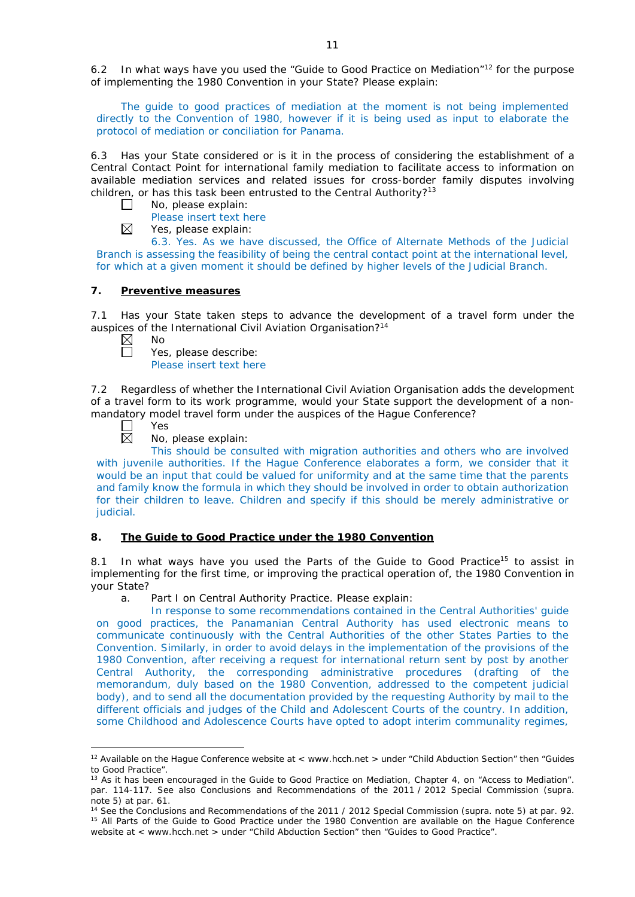6.2 In what ways have you used the "Guide to Good Practice on Mediation"[12] for the purpose of implementing the 1980 Convention in your State? Please explain:

The guide to good practices of mediation at the moment is not being implemented directly to the Convention of 1980, however if it is being used as input to elaborate the protocol of mediation or conciliation for Panama.

6.3 Has your State considered or is it in the process of considering the establishment of a Central Contact Point for international family mediation to facilitate access to information on available mediation services and related issues for cross-border family disputes involving children, or has this task been entrusted to the Central Authority?[13]

☐ No, please explain:
Please insert text here

☒ Yes, please explain:
6.3. Yes. As we have discussed, the Office of Alternate Methods of the Judicial Branch is assessing the feasibility of being the central contact point at the international level, for which at a given moment it should be defined by higher levels of the Judicial Branch.

## 7. Preventive measures

7.1 Has your State taken steps to advance the development of a travel form under the auspices of the International Civil Aviation Organisation?[14]

☒ No

☐ Yes, please describe:
Please insert text here

7.2 Regardless of whether the International Civil Aviation Organisation adds the development of a travel form to its work programme, would your State support the development of a non-mandatory model travel form under the auspices of the Hague Conference?

☐ Yes

☒ No, please explain:
This should be consulted with migration authorities and others who are involved with juvenile authorities. If the Hague Conference elaborates a form, we consider that it would be an input that could be valued for uniformity and at the same time that the parents and family know the formula in which they should be involved in order to obtain authorization for their children to leave. Children and specify if this should be merely administrative or judicial.

## 8. The Guide to Good Practice under the 1980 Convention

8.1 In what ways have you used the Parts of the Guide to Good Practice[15] to assist in implementing for the first time, or improving the practical operation of, the 1980 Convention in your State?

a. Part I on Central Authority Practice. Please explain:
In response to some recommendations contained in the Central Authorities' guide on good practices, the Panamanian Central Authority has used electronic means to communicate continuously with the Central Authorities of the other States Parties to the Convention. Similarly, in order to avoid delays in the implementation of the provisions of the 1980 Convention, after receiving a request for international return sent by post by another Central Authority, the corresponding administrative procedures (drafting of the memorandum, duly based on the 1980 Convention, addressed to the competent judicial body), and to send all the documentation provided by the requesting Authority by mail to the different officials and judges of the Child and Adolescent Courts of the country. In addition, some Childhood and Adolescence Courts have opted to adopt interim communality regimes,

---

[12] Available on the Hague Conference website at < www.hcch.net > under "Child Abduction Section" then "Guides to Good Practice".

[13] As it has been encouraged in the Guide to Good Practice on Mediation, Chapter 4, on "Access to Mediation". par. 114-117. See also Conclusions and Recommendations of the 2011 / 2012 Special Commission (supra. note 5) at par. 61.

[14] See the Conclusions and Recommendations of the 2011 / 2012 Special Commission (supra. note 5) at par. 92.

[15] All Parts of the Guide to Good Practice under the 1980 Convention are available on the Hague Conference website at < www.hcch.net > under "Child Abduction Section" then "Guides to Good Practice".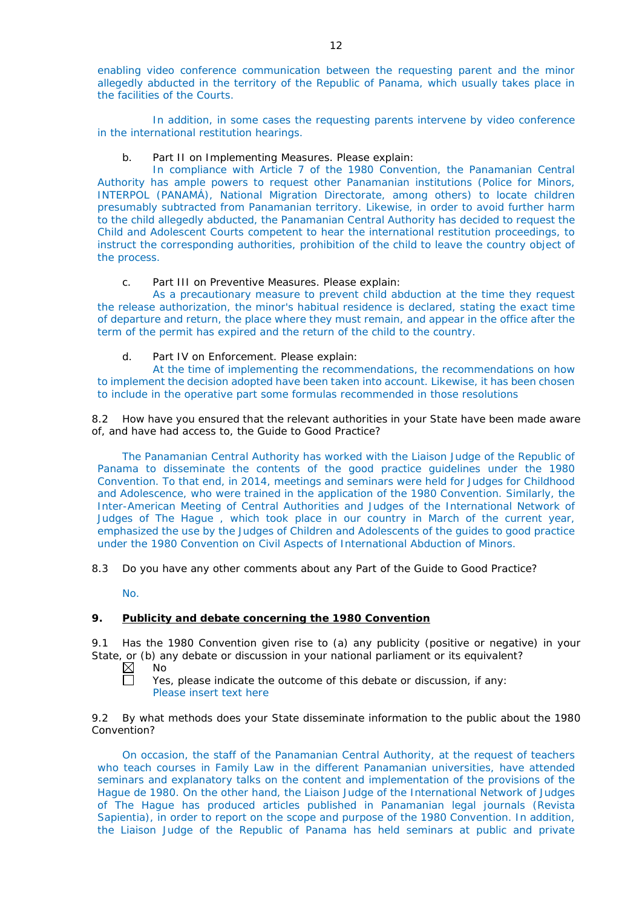enabling video conference communication between the requesting parent and the minor allegedly abducted in the territory of the Republic of Panama, which usually takes place in the facilities of the Courts.

In addition, in some cases the requesting parents intervene by video conference in the international restitution hearings.

b. Part II on Implementing Measures. Please explain:

In compliance with Article 7 of the 1980 Convention, the Panamanian Central Authority has ample powers to request other Panamanian institutions (Police for Minors, INTERPOL (PANAMÁ), National Migration Directorate, among others) to locate children presumably subtracted from Panamanian territory. Likewise, in order to avoid further harm to the child allegedly abducted, the Panamanian Central Authority has decided to request the Child and Adolescent Courts competent to hear the international restitution proceedings, to instruct the corresponding authorities, prohibition of the child to leave the country object of the process.

c. Part III on Preventive Measures. Please explain:

As a precautionary measure to prevent child abduction at the time they request the release authorization, the minor's habitual residence is declared, stating the exact time of departure and return, the place where they must remain, and appear in the office after the term of the permit has expired and the return of the child to the country.

d. Part IV on Enforcement. Please explain:

At the time of implementing the recommendations, the recommendations on how to implement the decision adopted have been taken into account. Likewise, it has been chosen to include in the operative part some formulas recommended in those resolutions

8.2 How have you ensured that the relevant authorities in your State have been made aware of, and have had access to, the Guide to Good Practice?

The Panamanian Central Authority has worked with the Liaison Judge of the Republic of Panama to disseminate the contents of the good practice guidelines under the 1980 Convention. To that end, in 2014, meetings and seminars were held for Judges for Childhood and Adolescence, who were trained in the application of the 1980 Convention. Similarly, the Inter-American Meeting of Central Authorities and Judges of the International Network of Judges of The Hague , which took place in our country in March of the current year, emphasized the use by the Judges of Children and Adolescents of the guides to good practice under the 1980 Convention on Civil Aspects of International Abduction of Minors.

8.3 Do you have any other comments about any Part of the Guide to Good Practice?

No.

## 9. Publicity and debate concerning the 1980 Convention

9.1 Has the 1980 Convention given rise to (a) any publicity (positive or negative) in your State, or (b) any debate or discussion in your national parliament or its equivalent?

☒ No

☐ Yes, please indicate the outcome of this debate or discussion, if any:
Please insert text here

9.2 By what methods does your State disseminate information to the public about the 1980 Convention?

On occasion, the staff of the Panamanian Central Authority, at the request of teachers who teach courses in Family Law in the different Panamanian universities, have attended seminars and explanatory talks on the content and implementation of the provisions of the Hague de 1980. On the other hand, the Liaison Judge of the International Network of Judges of The Hague has produced articles published in Panamanian legal journals (Revista Sapientia), in order to report on the scope and purpose of the 1980 Convention. In addition, the Liaison Judge of the Republic of Panama has held seminars at public and private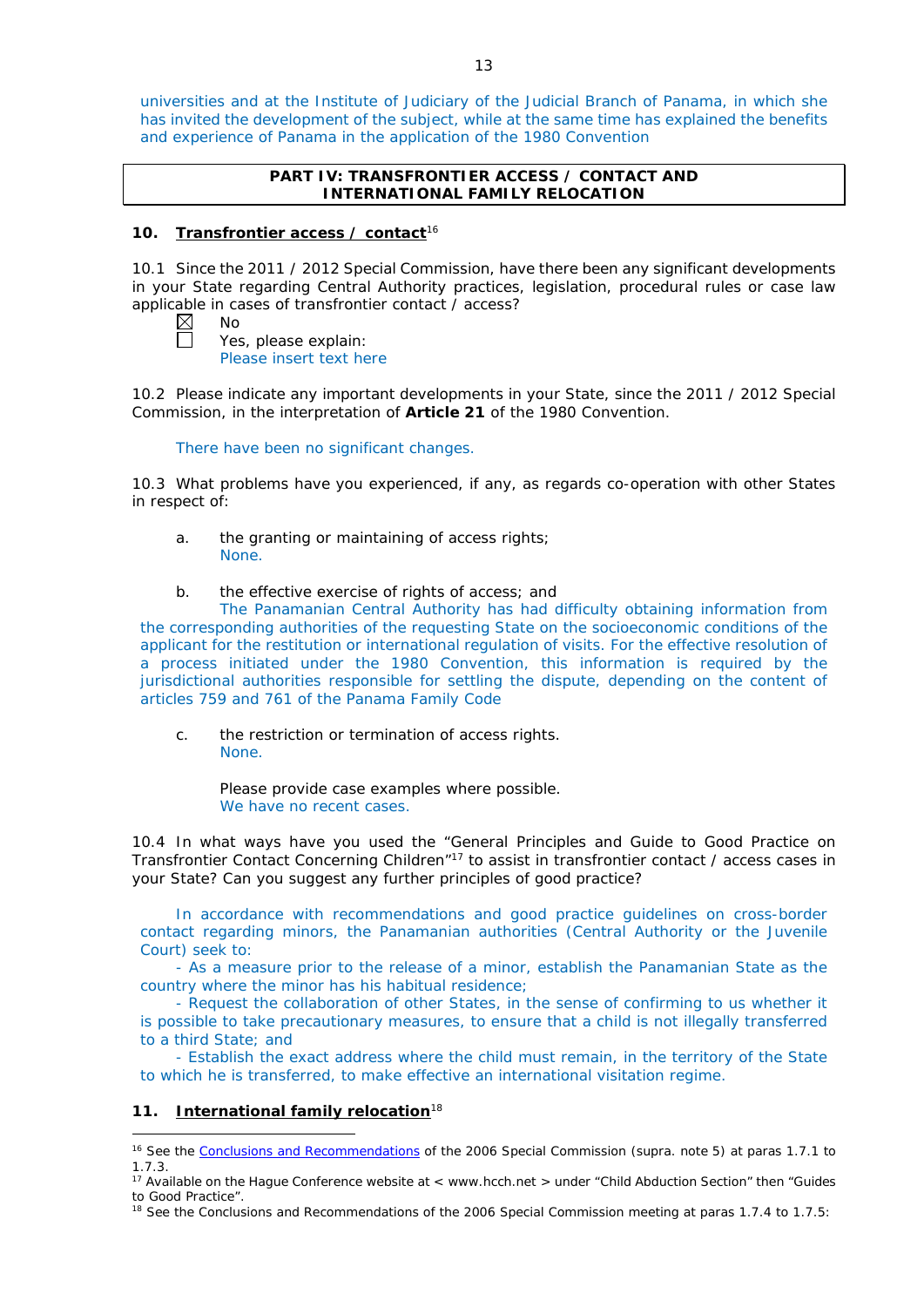universities and at the Institute of Judiciary of the Judicial Branch of Panama, in which she has invited the development of the subject, while at the same time has explained the benefits and experience of Panama in the application of the 1980 Convention

**PART IV: TRANSFRONTIER ACCESS / CONTACT AND INTERNATIONAL FAMILY RELOCATION**

## 10. Transfrontier access / contact[16]

10.1 Since the 2011 / 2012 Special Commission, have there been any significant developments in your State regarding Central Authority practices, legislation, procedural rules or case law applicable in cases of transfrontier contact / access?

☒ No
☐ Yes, please explain:
Please insert text here

10.2 Please indicate any important developments in your State, since the 2011 / 2012 Special Commission, in the interpretation of **Article 21** of the 1980 Convention.

There have been no significant changes.

10.3 What problems have you experienced, if any, as regards co-operation with other States in respect of:

a. the granting or maintaining of access rights;
None.

b. the effective exercise of rights of access; and
The Panamanian Central Authority has had difficulty obtaining information from the corresponding authorities of the requesting State on the socioeconomic conditions of the applicant for the restitution or international regulation of visits. For the effective resolution of a process initiated under the 1980 Convention, this information is required by the jurisdictional authorities responsible for settling the dispute, depending on the content of articles 759 and 761 of the Panama Family Code

c. the restriction or termination of access rights.
None.

Please provide case examples where possible.
We have no recent cases.

10.4 In what ways have you used the "General Principles and Guide to Good Practice on Transfrontier Contact Concerning Children"[17] to assist in transfrontier contact / access cases in your State? Can you suggest any further principles of good practice?

In accordance with recommendations and good practice guidelines on cross-border contact regarding minors, the Panamanian authorities (Central Authority or the Juvenile Court) seek to:

- As a measure prior to the release of a minor, establish the Panamanian State as the country where the minor has his habitual residence;

- Request the collaboration of other States, in the sense of confirming to us whether it is possible to take precautionary measures, to ensure that a child is not illegally transferred to a third State; and

- Establish the exact address where the child must remain, in the territory of the State to which he is transferred, to make effective an international visitation regime.

## 11. International family relocation[18]

---

[16] See the Conclusions and Recommendations of the 2006 Special Commission (supra. note 5) at paras 1.7.1 to 1.7.3.

[17] Available on the Hague Conference website at < www.hcch.net > under "Child Abduction Section" then "Guides to Good Practice".

[18] See the Conclusions and Recommendations of the 2006 Special Commission meeting at paras 1.7.4 to 1.7.5: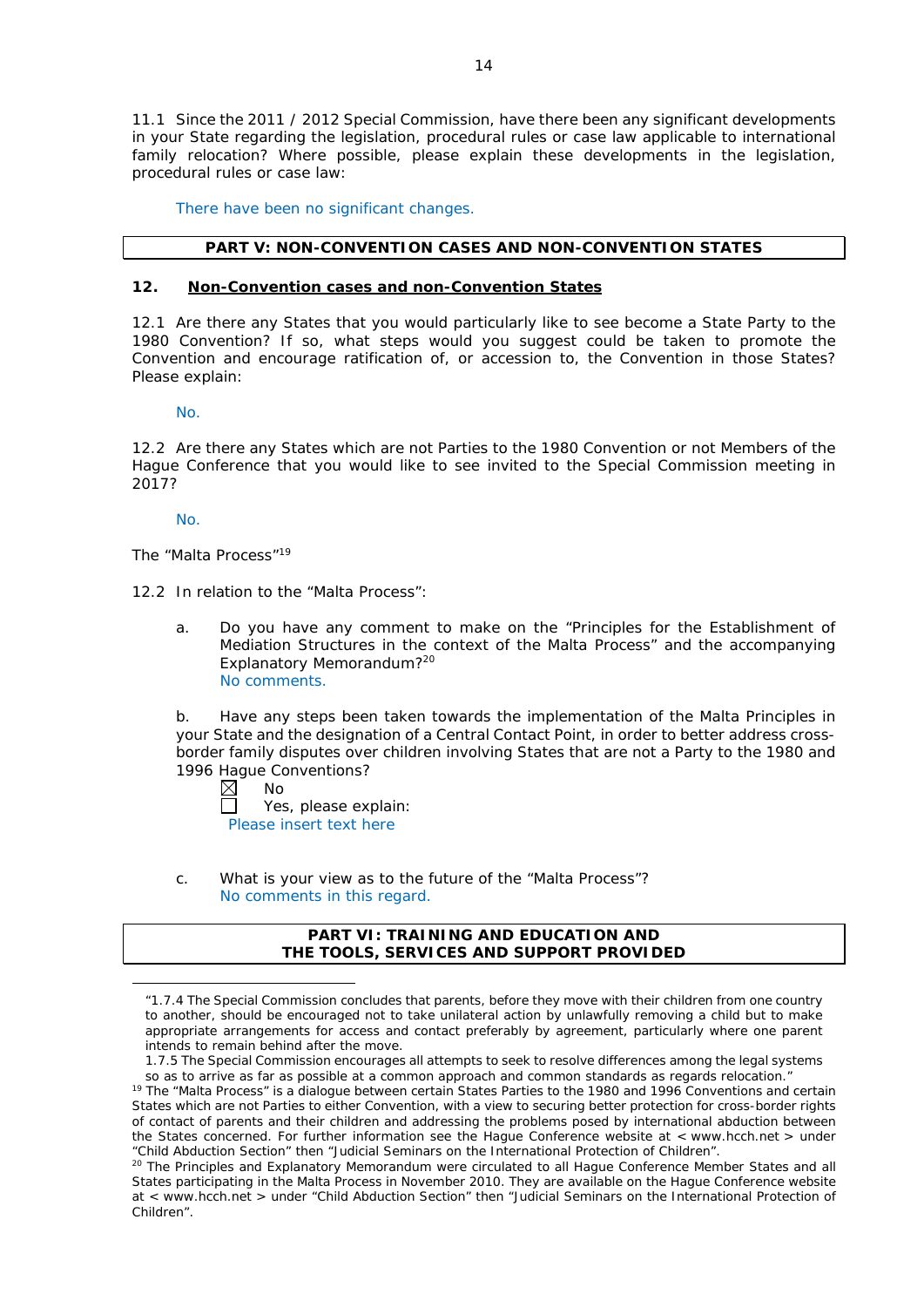11.1 Since the 2011 / 2012 Special Commission, have there been any significant developments in your State regarding the legislation, procedural rules or case law applicable to international family relocation? Where possible, please explain these developments in the legislation, procedural rules or case law:

There have been no significant changes.

## PART V: NON-CONVENTION CASES AND NON-CONVENTION STATES

### 12. Non-Convention cases and non-Convention States

12.1 Are there any States that you would particularly like to see become a State Party to the 1980 Convention? If so, what steps would you suggest could be taken to promote the Convention and encourage ratification of, or accession to, the Convention in those States? Please explain:

No.

12.2 Are there any States which are not Parties to the 1980 Convention or not Members of the Hague Conference that you would like to see invited to the Special Commission meeting in 2017?

No.

The "Malta Process"[19]

12.2 In relation to the "Malta Process":

a. Do you have any comment to make on the "Principles for the Establishment of Mediation Structures in the context of the Malta Process" and the accompanying Explanatory Memorandum?[20]
No comments.

b. Have any steps been taken towards the implementation of the Malta Principles in your State and the designation of a Central Contact Point, in order to better address cross-border family disputes over children involving States that are not a Party to the 1980 and 1996 Hague Conventions?

☒ No
☐ Yes, please explain:
Please insert text here

c. What is your view as to the future of the "Malta Process"?
No comments in this regard.

## PART VI: TRAINING AND EDUCATION AND THE TOOLS, SERVICES AND SUPPORT PROVIDED

---

"1.7.4 The Special Commission concludes that parents, before they move with their children from one country to another, should be encouraged not to take unilateral action by unlawfully removing a child but to make appropriate arrangements for access and contact preferably by agreement, particularly where one parent intends to remain behind after the move.
1.7.5 The Special Commission encourages all attempts to seek to resolve differences among the legal systems so as to arrive as far as possible at a common approach and common standards as regards relocation."

[19] The "Malta Process" is a dialogue between certain States Parties to the 1980 and 1996 Conventions and certain States which are not Parties to either Convention, with a view to securing better protection for cross-border rights of contact of parents and their children and addressing the problems posed by international abduction between the States concerned. For further information see the Hague Conference website at < www.hcch.net > under "Child Abduction Section" then "Judicial Seminars on the International Protection of Children".

[20] The Principles and Explanatory Memorandum were circulated to all Hague Conference Member States and all States participating in the Malta Process in November 2010. They are available on the Hague Conference website at < www.hcch.net > under "Child Abduction Section" then "Judicial Seminars on the International Protection of Children".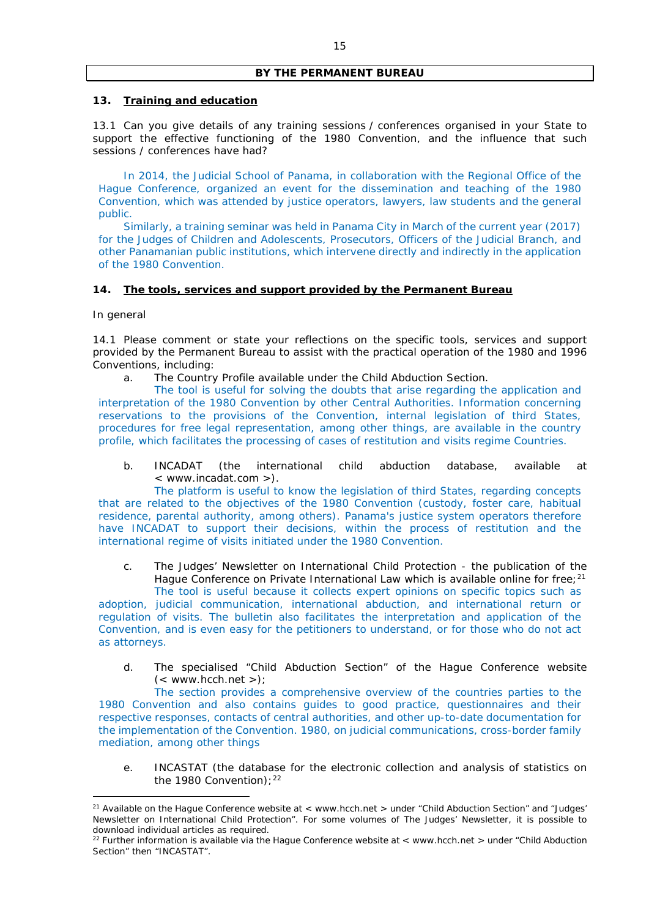**BY THE PERMANENT BUREAU**

## 13. Training and education

13.1 Can you give details of any training sessions / conferences organised in your State to support the effective functioning of the 1980 Convention, and the influence that such sessions / conferences have had?

In 2014, the Judicial School of Panama, in collaboration with the Regional Office of the Hague Conference, organized an event for the dissemination and teaching of the 1980 Convention, which was attended by justice operators, lawyers, law students and the general public.

Similarly, a training seminar was held in Panama City in March of the current year (2017) for the Judges of Children and Adolescents, Prosecutors, Officers of the Judicial Branch, and other Panamanian public institutions, which intervene directly and indirectly in the application of the 1980 Convention.

## 14. The tools, services and support provided by the Permanent Bureau

*In general*

14.1 Please comment or state your reflections on the specific tools, services and support provided by the Permanent Bureau to assist with the practical operation of the 1980 and 1996 Conventions, including:

a. The Country Profile available under the Child Abduction Section.

The tool is useful for solving the doubts that arise regarding the application and interpretation of the 1980 Convention by other Central Authorities. Information concerning reservations to the provisions of the Convention, internal legislation of third States, procedures for free legal representation, among other things, are available in the country profile, which facilitates the processing of cases of restitution and visits regime Countries.

b. INCADAT (the international child abduction database, available at < www.incadat.com >).

The platform is useful to know the legislation of third States, regarding concepts that are related to the objectives of the 1980 Convention (custody, foster care, habitual residence, parental authority, among others). Panama's justice system operators therefore have INCADAT to support their decisions, within the process of restitution and the international regime of visits initiated under the 1980 Convention.

c. The Judges' Newsletter on International Child Protection - the publication of the Hague Conference on Private International Law which is available online for free;[21]

The tool is useful because it collects expert opinions on specific topics such as adoption, judicial communication, international abduction, and international return or regulation of visits. The bulletin also facilitates the interpretation and application of the Convention, and is even easy for the petitioners to understand, or for those who do not act as attorneys.

d. The specialised "Child Abduction Section" of the Hague Conference website (< www.hcch.net >);

The section provides a comprehensive overview of the countries parties to the 1980 Convention and also contains guides to good practice, questionnaires and their respective responses, contacts of central authorities, and other up-to-date documentation for the implementation of the Convention. 1980, on judicial communications, cross-border family mediation, among other things

e. INCASTAT (the database for the electronic collection and analysis of statistics on the 1980 Convention);[22]

---

[21] Available on the Hague Conference website at < www.hcch.net > under "Child Abduction Section" and "Judges' Newsletter on International Child Protection". For some volumes of The Judges' Newsletter, it is possible to download individual articles as required.

[22] Further information is available via the Hague Conference website at < www.hcch.net > under "Child Abduction Section" then "INCASTAT".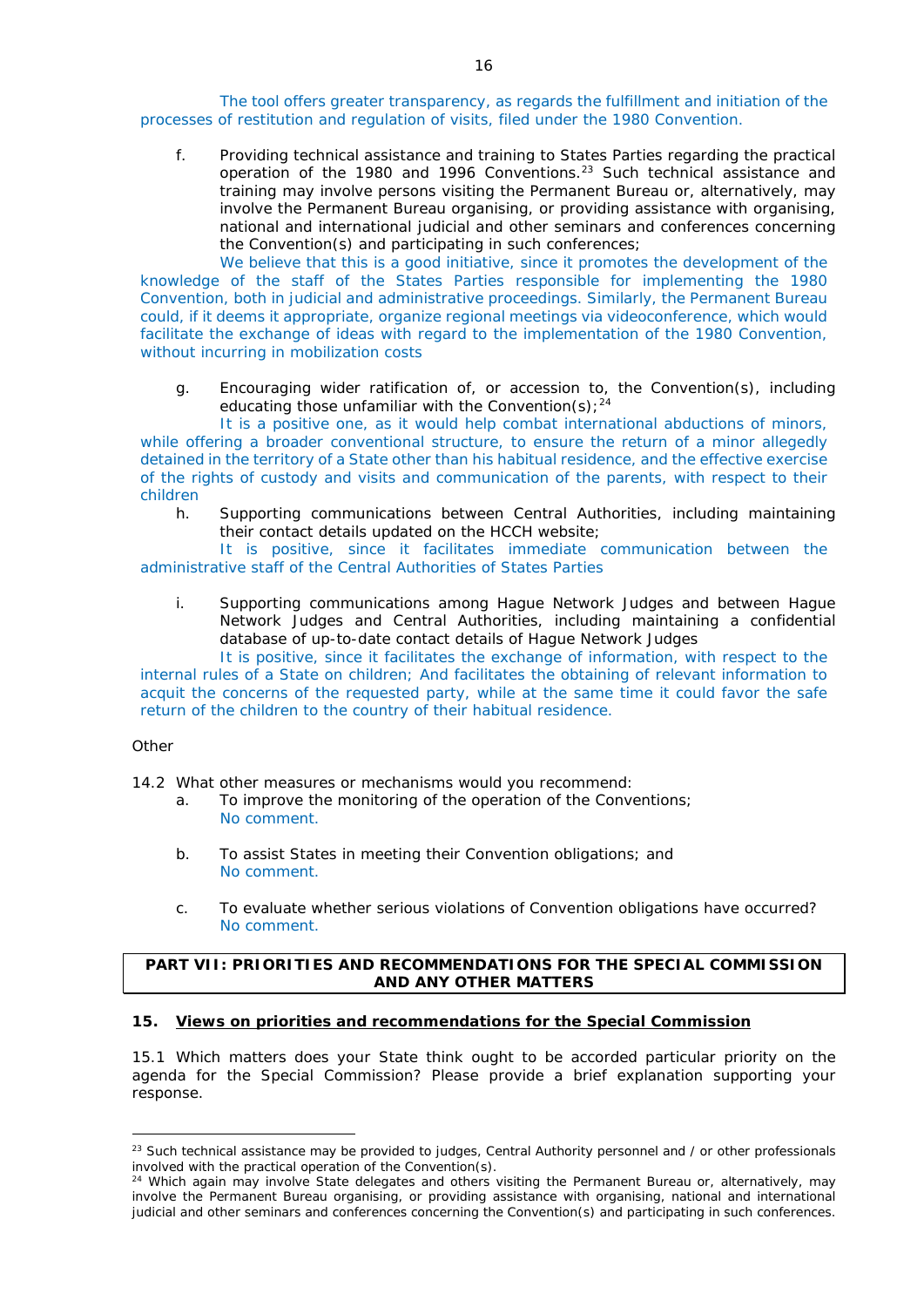The tool offers greater transparency, as regards the fulfillment and initiation of the processes of restitution and regulation of visits, filed under the 1980 Convention.

f. Providing technical assistance and training to States Parties regarding the practical operation of the 1980 and 1996 Conventions.[23] Such technical assistance and training may involve persons visiting the Permanent Bureau or, alternatively, may involve the Permanent Bureau organising, or providing assistance with organising, national and international judicial and other seminars and conferences concerning the Convention(s) and participating in such conferences;

We believe that this is a good initiative, since it promotes the development of the knowledge of the staff of the States Parties responsible for implementing the 1980 Convention, both in judicial and administrative proceedings. Similarly, the Permanent Bureau could, if it deems it appropriate, organize regional meetings via videoconference, which would facilitate the exchange of ideas with regard to the implementation of the 1980 Convention, without incurring in mobilization costs

g. Encouraging wider ratification of, or accession to, the Convention(s), including educating those unfamiliar with the Convention(s);[24]

It is a positive one, as it would help combat international abductions of minors, while offering a broader conventional structure, to ensure the return of a minor allegedly detained in the territory of a State other than his habitual residence, and the effective exercise of the rights of custody and visits and communication of the parents, with respect to their children

h. Supporting communications between Central Authorities, including maintaining their contact details updated on the HCCH website;

It is positive, since it facilitates immediate communication between the administrative staff of the Central Authorities of States Parties

i. Supporting communications among Hague Network Judges and between Hague Network Judges and Central Authorities, including maintaining a confidential database of up-to-date contact details of Hague Network Judges

It is positive, since it facilitates the exchange of information, with respect to the internal rules of a State on children; And facilitates the obtaining of relevant information to acquit the concerns of the requested party, while at the same time it could favor the safe return of the children to the country of their habitual residence.

Other

14.2 What other measures or mechanisms would you recommend:

a. To improve the monitoring of the operation of the Conventions;
No comment.

b. To assist States in meeting their Convention obligations; and
No comment.

c. To evaluate whether serious violations of Convention obligations have occurred?
No comment.

**PART VII: PRIORITIES AND RECOMMENDATIONS FOR THE SPECIAL COMMISSION AND ANY OTHER MATTERS**

**15. Views on priorities and recommendations for the Special Commission**

15.1 Which matters does your State think ought to be accorded particular priority on the agenda for the Special Commission? Please provide a brief explanation supporting your response.

---

[23] Such technical assistance may be provided to judges, Central Authority personnel and / or other professionals involved with the practical operation of the Convention(s).

[24] Which again may involve State delegates and others visiting the Permanent Bureau or, alternatively, may involve the Permanent Bureau organising, or providing assistance with organising, national and international judicial and other seminars and conferences concerning the Convention(s) and participating in such conferences.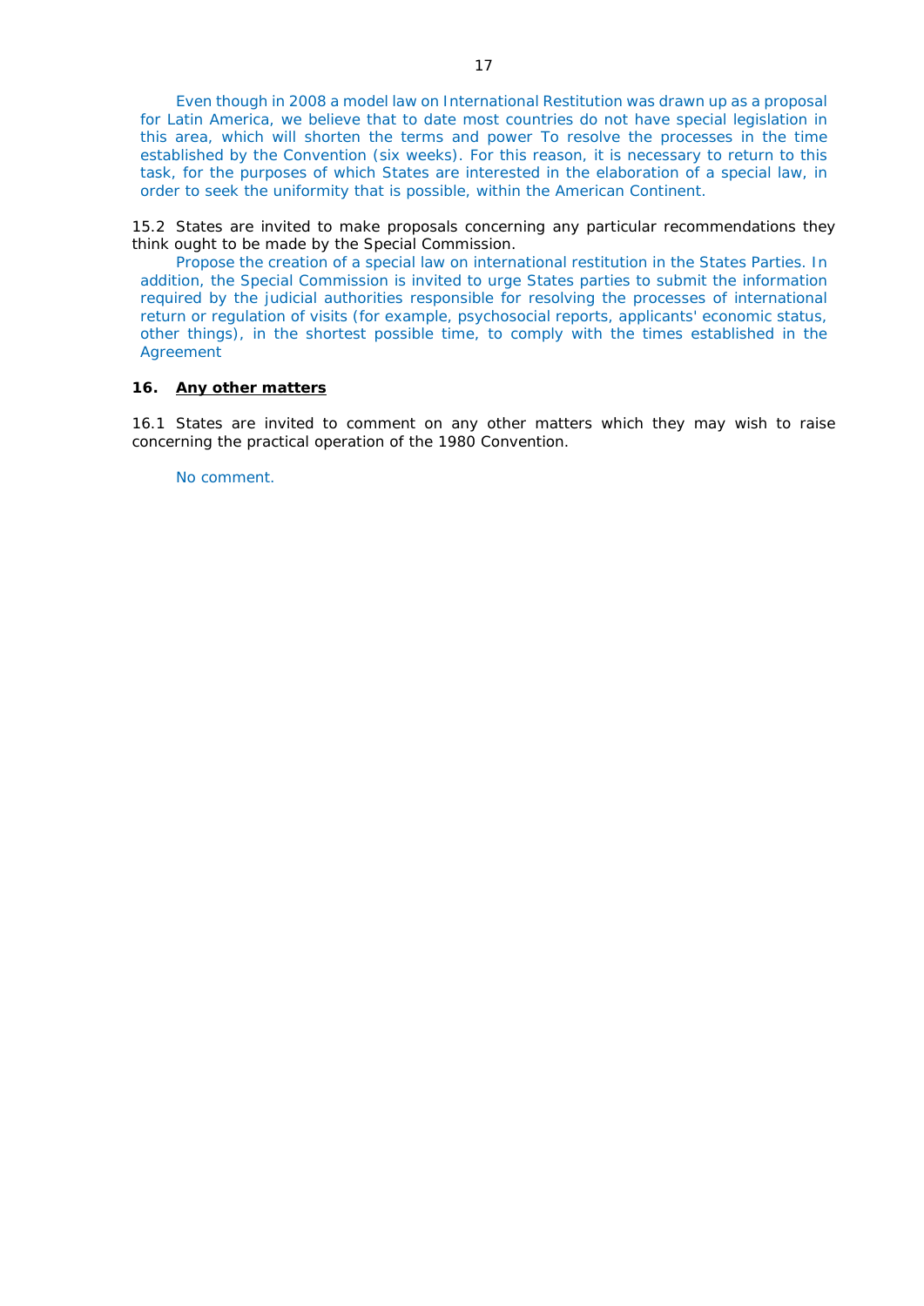Even though in 2008 a model law on International Restitution was drawn up as a proposal for Latin America, we believe that to date most countries do not have special legislation in this area, which will shorten the terms and power To resolve the processes in the time established by the Convention (six weeks). For this reason, it is necessary to return to this task, for the purposes of which States are interested in the elaboration of a special law, in order to seek the uniformity that is possible, within the American Continent.

15.2 States are invited to make proposals concerning any particular recommendations they think ought to be made by the Special Commission.

Propose the creation of a special law on international restitution in the States Parties. In addition, the Special Commission is invited to urge States parties to submit the information required by the judicial authorities responsible for resolving the processes of international return or regulation of visits (for example, psychosocial reports, applicants' economic status, other things), in the shortest possible time, to comply with the times established in the Agreement

## 16. Any other matters

16.1 States are invited to comment on any other matters which they may wish to raise concerning the practical operation of the 1980 Convention.

No comment.